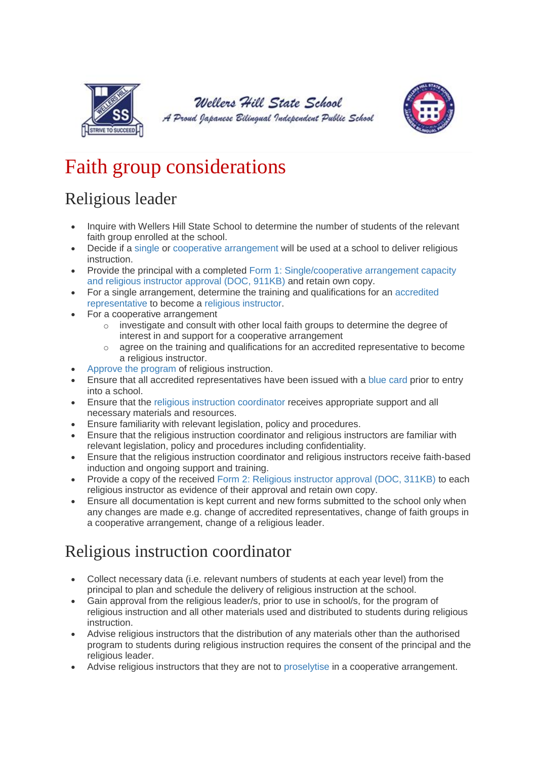Wellers Hill State School

*A Proud Japanese Bilingual Independent Public School*

# Faith group considerations

## Religious leader

- Inquire with Wellers Hill State School to determine the number of students of the relevant faith group enrolled at the school.
- Decide if a single or cooperative arrangement will be used at a school to deliver religious instruction.
- Provide the principal with a completed Form 1: Single/cooperative arrangement capacity and religious instructor approval (DOC, 911KB) and retain own copy.
- For a single arrangement, determine the training and qualifications for an accredited representative to become a religious instructor.
- For a cooperative arrangement
  - investigate and consult with other local faith groups to determine the degree of interest in and support for a cooperative arrangement
  - agree on the training and qualifications for an accredited representative to become a religious instructor.
- Approve the program of religious instruction.
- Ensure that all accredited representatives have been issued with a blue card prior to entry into a school.
- Ensure that the religious instruction coordinator receives appropriate support and all necessary materials and resources.
- Ensure familiarity with relevant legislation, policy and procedures.
- Ensure that the religious instruction coordinator and religious instructors are familiar with relevant legislation, policy and procedures including confidentiality.
- Ensure that the religious instruction coordinator and religious instructors receive faith-based induction and ongoing support and training.
- Provide a copy of the received Form 2: Religious instructor approval (DOC, 311KB) to each religious instructor as evidence of their approval and retain own copy.
- Ensure all documentation is kept current and new forms submitted to the school only when any changes are made e.g. change of accredited representatives, change of faith groups in a cooperative arrangement, change of a religious leader.

## Religious instruction coordinator

- Collect necessary data (i.e. relevant numbers of students at each year level) from the principal to plan and schedule the delivery of religious instruction at the school.
- Gain approval from the religious leader/s, prior to use in school/s, for the program of religious instruction and all other materials used and distributed to students during religious instruction.
- Advise religious instructors that the distribution of any materials other than the authorised program to students during religious instruction requires the consent of the principal and the religious leader.
- Advise religious instructors that they are not to proselytise in a cooperative arrangement.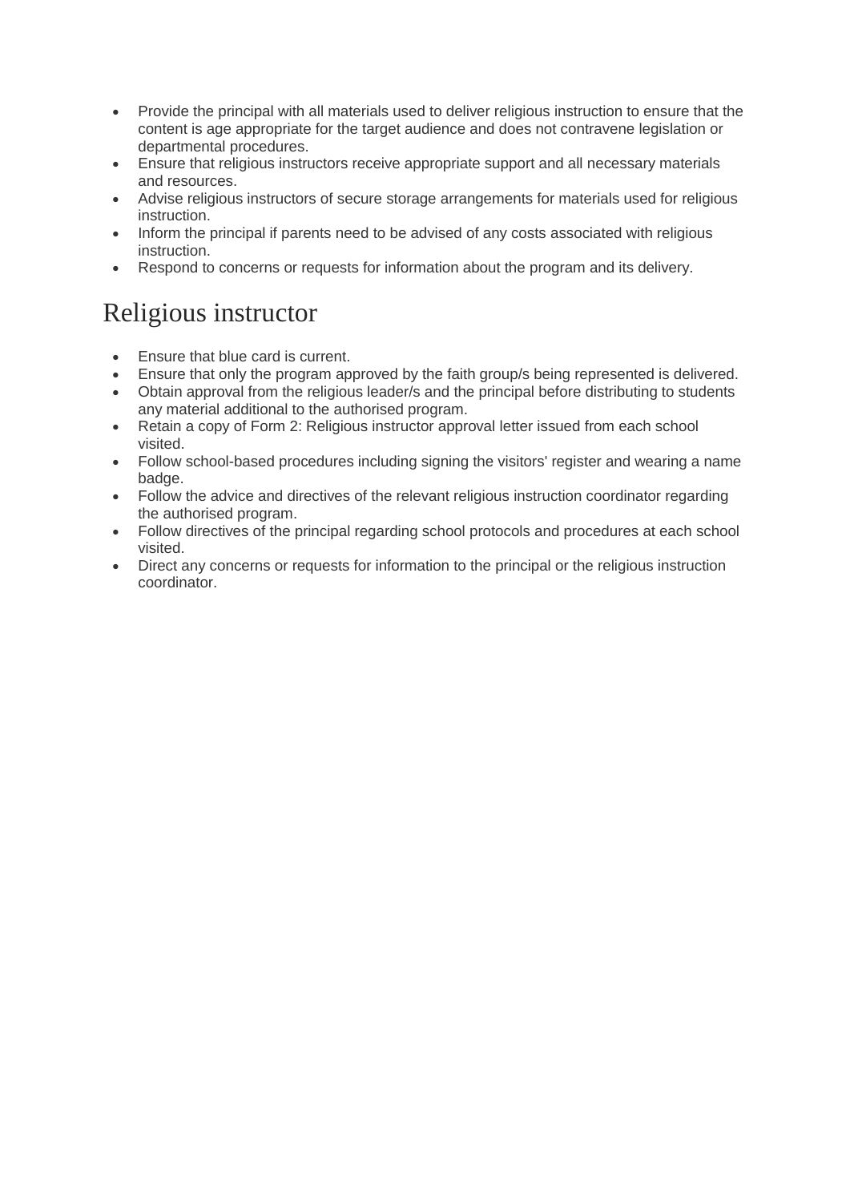- Provide the principal with all materials used to deliver religious instruction to ensure that the content is age appropriate for the target audience and does not contravene legislation or departmental procedures.
- Ensure that religious instructors receive appropriate support and all necessary materials and resources.
- Advise religious instructors of secure storage arrangements for materials used for religious instruction.
- Inform the principal if parents need to be advised of any costs associated with religious instruction.
- Respond to concerns or requests for information about the program and its delivery.

## Religious instructor

- Ensure that blue card is current.
- Ensure that only the program approved by the faith group/s being represented is delivered.
- Obtain approval from the religious leader/s and the principal before distributing to students any material additional to the authorised program.
- Retain a copy of Form 2: Religious instructor approval letter issued from each school visited.
- Follow school-based procedures including signing the visitors' register and wearing a name badge.
- Follow the advice and directives of the relevant religious instruction coordinator regarding the authorised program.
- Follow directives of the principal regarding school protocols and procedures at each school visited.
- Direct any concerns or requests for information to the principal or the religious instruction coordinator.